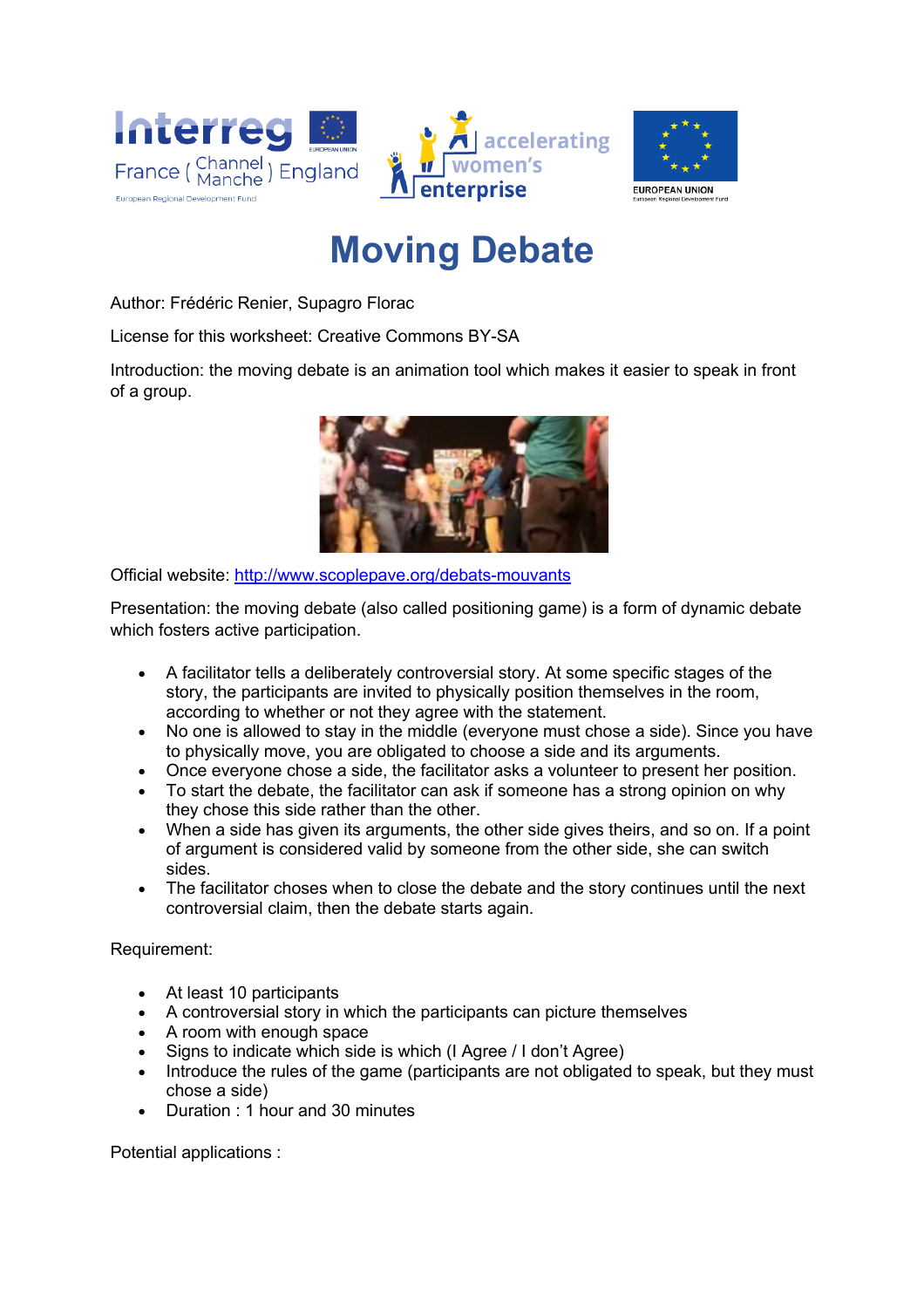# Moving Debate

Author: Frédéric Renier, Supagro Florac

License for this worksheet: Creative Commons BY-SA

Introduction: the moving debate is an animation tool which makes it easier to speak in front of a group.

Official website: [http://www.scoplepave.org/debats-mouvants](http://www.scoplepave.org/debats-mouvants)

Presentation: the moving debate (also called positioning game) is a form of dynamic debate which fosters active participation.

- A facilitator tells a deliberately controversial story. At some specific stages of the story, the participants are invited to physically position themselves in the room, according to whether or not they agree with the statement.
- No one is allowed to stay in the middle (everyone must chose a side). Since you have to physically move, you are obligated to choose a side and its arguments.
- Once everyone chose a side, the facilitator asks a volunteer to present her position.
- To start the debate, the facilitator can ask if someone has a strong opinion on why they chose this side rather than the other.
- When a side has given its arguments, the other side gives theirs, and so on. If a point of argument is considered valid by someone from the other side, she can switch sides.
- The facilitator choses when to close the debate and the story continues until the next controversial claim, then the debate starts again.

Requirement:

- At least 10 participants
- A controversial story in which the participants can picture themselves
- A room with enough space
- Signs to indicate which side is which (I Agree / I don't Agree)
- Introduce the rules of the game (participants are not obligated to speak, but they must chose a side)
- Duration : 1 hour and 30 minutes

Potential applications :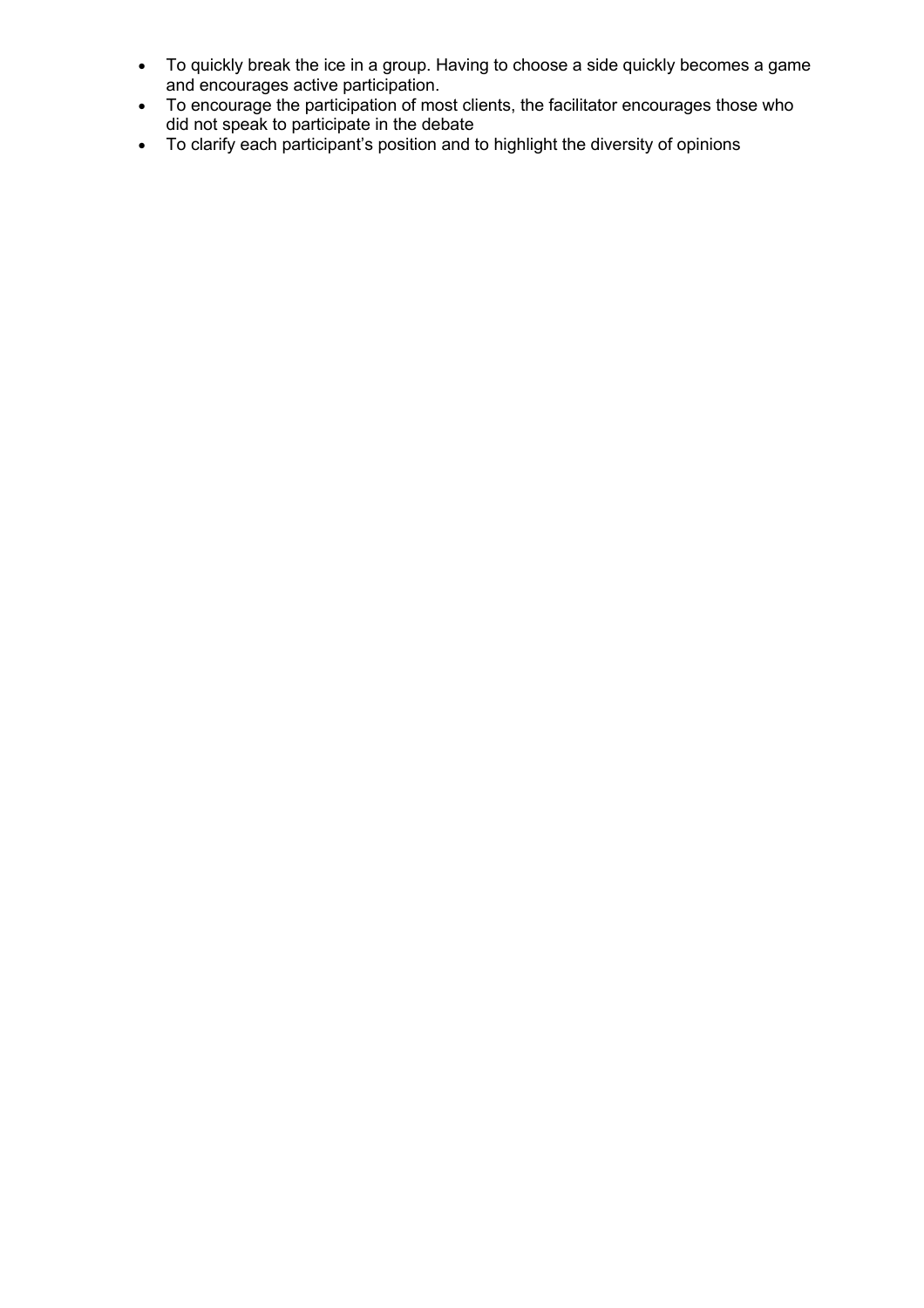- To quickly break the ice in a group. Having to choose a side quickly becomes a game and encourages active participation.
- To encourage the participation of most clients, the facilitator encourages those who did not speak to participate in the debate
- To clarify each participant's position and to highlight the diversity of opinions